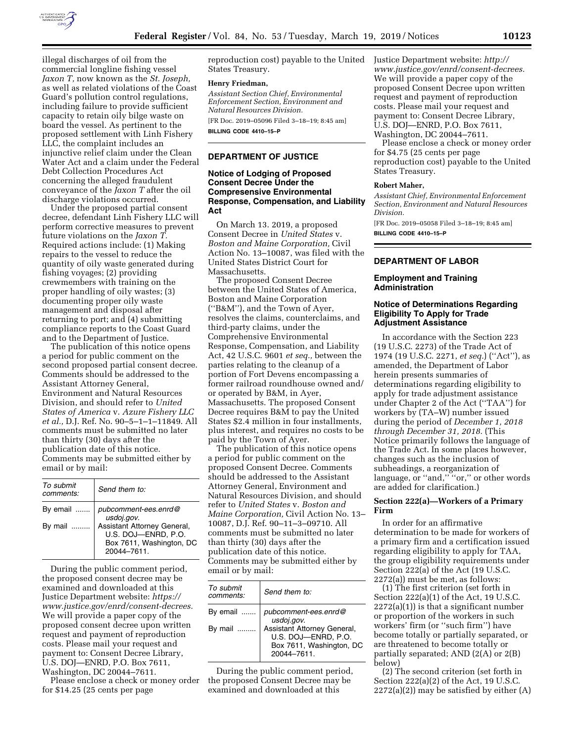illegal discharges of oil from the commercial longline fishing vessel *Jaxon T,* now known as the *St. Joseph,* as well as related violations of the Coast Guard's pollution control regulations, including failure to provide sufficient capacity to retain oily bilge waste on board the vessel. As pertinent to the proposed settlement with Linh Fishery LLC, the complaint includes an injunctive relief claim under the Clean Water Act and a claim under the Federal Debt Collection Procedures Act concerning the alleged fraudulent conveyance of the *Jaxon T* after the oil discharge violations occurred.

Under the proposed partial consent decree, defendant Linh Fishery LLC will perform corrective measures to prevent future violations on the *Jaxon T.* Required actions include: (1) Making repairs to the vessel to reduce the quantity of oily waste generated during fishing voyages; (2) providing crewmembers with training on the proper handling of oily wastes; (3) documenting proper oily waste management and disposal after returning to port; and (4) submitting compliance reports to the Coast Guard and to the Department of Justice.

The publication of this notice opens a period for public comment on the second proposed partial consent decree. Comments should be addressed to the Assistant Attorney General, Environment and Natural Resources Division, and should refer to *United States of America* v. *Azure Fishery LLC et al.,* D.J. Ref. No. 90–5–1–1–11849. All comments must be submitted no later than thirty (30) days after the publication date of this notice. Comments may be submitted either by email or by mail:

| To submit comments: | Send them to: |
|---|---|
| By email ....... | pubcomment-ees.enrd@usdoj.gov. |
| By mail ......... | Assistant Attorney General, U.S. DOJ—ENRD, P.O. Box 7611, Washington, DC 20044–7611. |

During the public comment period, the proposed consent decree may be examined and downloaded at this Justice Department website: *https://www.justice.gov/enrd/consent-decrees.* We will provide a paper copy of the proposed consent decree upon written request and payment of reproduction costs. Please mail your request and payment to: Consent Decree Library, U.S. DOJ—ENRD, P.O. Box 7611, Washington, DC 20044–7611.

Please enclose a check or money order for $14.25 (25 cents per page reproduction cost) payable to the United States Treasury.

**Henry Friedman,**

*Assistant Section Chief, Environmental Enforcement Section, Environment and Natural Resources Division.*

[FR Doc. 2019–05096 Filed 3–18–19; 8:45 am]

**BILLING CODE 4410–15–P**

## DEPARTMENT OF JUSTICE

### Notice of Lodging of Proposed Consent Decree Under the Compresensive Environmental Response, Compensation, and Liability Act

On March 13. 2019, a proposed Consent Decree in *United States* v. *Boston and Maine Corporation,* Civil Action No. 13–10087, was filed with the United States District Court for Massachusetts.

The proposed Consent Decree between the United States of America, Boston and Maine Corporation (''B&M''), and the Town of Ayer, resolves the claims, counterclaims, and third-party claims, under the Comprehensive Environmental Response, Compensation, and Liability Act, 42 U.S.C. 9601 *et seq.,* between the parties relating to the cleanup of a portion of Fort Devens encompassing a former railroad roundhouse owned and/or operated by B&M, in Ayer, Massachusetts. The proposed Consent Decree requires B&M to pay the United States $2.4 million in four installments, plus interest, and requires no costs to be paid by the Town of Ayer.

The publication of this notice opens a period for public comment on the proposed Consent Decree. Comments should be addressed to the Assistant Attorney General, Environment and Natural Resources Division, and should refer to *United States* v. *Boston and Maine Corporation,* Civil Action No. 13–10087, D.J. Ref. 90–11–3–09710. All comments must be submitted no later than thirty (30) days after the publication date of this notice. Comments may be submitted either by email or by mail:

| To submit comments: | Send them to: |
|---|---|
| By email ....... | pubcomment-ees.enrd@usdoj.gov. |
| By mail ......... | Assistant Attorney General, U.S. DOJ—ENRD, P.O. Box 7611, Washington, DC 20044–7611. |

During the public comment period, the proposed Consent Decree may be examined and downloaded at this Justice Department website: *http://www.justice.gov/enrd/consent-decrees.* We will provide a paper copy of the proposed Consent Decree upon written request and payment of reproduction costs. Please mail your request and payment to: Consent Decree Library, U.S. DOJ—ENRD, P.O. Box 7611, Washington, DC 20044–7611.

Please enclose a check or money order for $4.75 (25 cents per page reproduction cost) payable to the United States Treasury.

**Robert Maher,**

*Assistant Chief, Environmental Enforcement Section, Environment and Natural Resources Division.*

[FR Doc. 2019–05058 Filed 3–18–19; 8:45 am]

**BILLING CODE 4410–15–P**

## DEPARTMENT OF LABOR

### Employment and Training Administration

### Notice of Determinations Regarding Eligibility To Apply for Trade Adjustment Assistance

In accordance with the Section 223 (19 U.S.C. 2273) of the Trade Act of 1974 (19 U.S.C. 2271, *et seq.*) (''Act''), as amended, the Department of Labor herein presents summaries of determinations regarding eligibility to apply for trade adjustment assistance under Chapter 2 of the Act (''TAA'') for workers by (TA–W) number issued during the period of *December 1, 2018 through December 31, 2018.* (This Notice primarily follows the language of the Trade Act. In some places however, changes such as the inclusion of subheadings, a reorganization of language, or ''and,'' ''or,'' or other words are added for clarification.)

#### Section 222(a)—Workers of a Primary Firm

In order for an affirmative determination to be made for workers of a primary firm and a certification issued regarding eligibility to apply for TAA, the group eligibility requirements under Section 222(a) of the Act (19 U.S.C. 2272(a)) must be met, as follows:

(1) The first criterion (set forth in Section 222(a)(1) of the Act, 19 U.S.C. 2272(a)(1)) is that a significant number or proportion of the workers in such workers' firm (or ''such firm'') have become totally or partially separated, or are threatened to become totally or partially separated; AND (2(A) or 2(B) below)

(2) The second criterion (set forth in Section 222(a)(2) of the Act, 19 U.S.C. 2272(a)(2)) may be satisfied by either (A)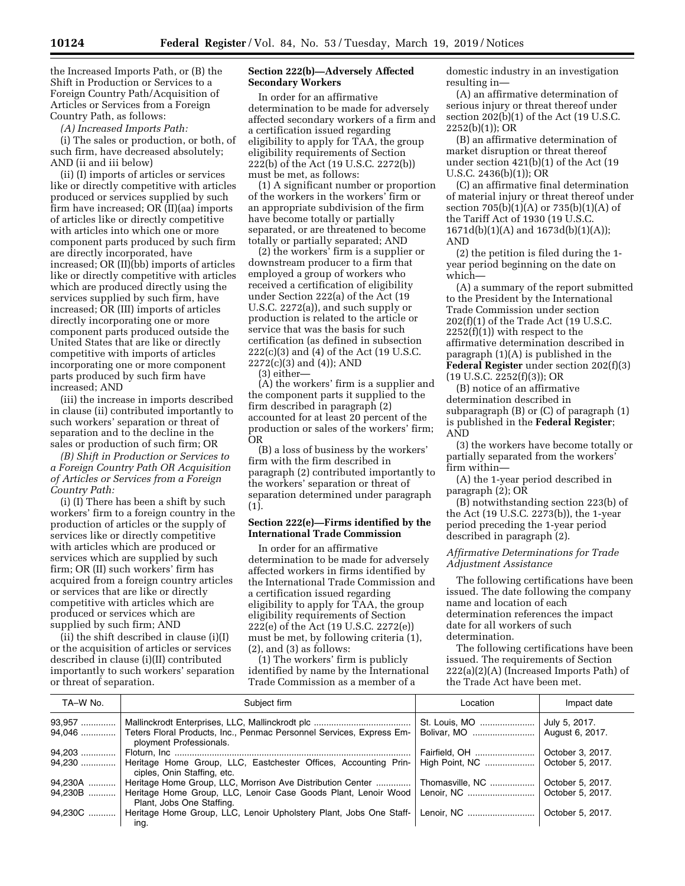the Increased Imports Path, or (B) the Shift in Production or Services to a Foreign Country Path/Acquisition of Articles or Services from a Foreign Country Path, as follows:

*(A) Increased Imports Path:*

(i) The sales or production, or both, of such firm, have decreased absolutely; AND (ii and iii below)

(ii) (I) imports of articles or services like or directly competitive with articles produced or services supplied by such firm have increased; OR (II)(aa) imports of articles like or directly competitive with articles into which one or more component parts produced by such firm are directly incorporated, have increased; OR (II)(bb) imports of articles like or directly competitive with articles which are produced directly using the services supplied by such firm, have increased; OR (III) imports of articles directly incorporating one or more component parts produced outside the United States that are like or directly competitive with imports of articles incorporating one or more component parts produced by such firm have increased; AND

(iii) the increase in imports described in clause (ii) contributed importantly to such workers' separation or threat of separation and to the decline in the sales or production of such firm; OR

*(B) Shift in Production or Services to a Foreign Country Path OR Acquisition of Articles or Services from a Foreign Country Path:*

(i) (I) There has been a shift by such workers' firm to a foreign country in the production of articles or the supply of services like or directly competitive with articles which are produced or services which are supplied by such firm; OR (II) such workers' firm has acquired from a foreign country articles or services that are like or directly competitive with articles which are produced or services which are supplied by such firm; AND

(ii) the shift described in clause (i)(I) or the acquisition of articles or services described in clause (i)(II) contributed importantly to such workers' separation or threat of separation.

**Section 222(b)—Adversely Affected Secondary Workers**

In order for an affirmative determination to be made for adversely affected secondary workers of a firm and a certification issued regarding eligibility to apply for TAA, the group eligibility requirements of Section 222(b) of the Act (19 U.S.C. 2272(b)) must be met, as follows:

(1) A significant number or proportion of the workers in the workers' firm or an appropriate subdivision of the firm have become totally or partially separated, or are threatened to become totally or partially separated; AND

(2) the workers' firm is a supplier or downstream producer to a firm that employed a group of workers who received a certification of eligibility under Section 222(a) of the Act (19 U.S.C. 2272(a)), and such supply or production is related to the article or service that was the basis for such certification (as defined in subsection 222(c)(3) and (4) of the Act (19 U.S.C. 2272(c)(3) and (4)); AND

(3) either—

(A) the workers' firm is a supplier and the component parts it supplied to the firm described in paragraph (2) accounted for at least 20 percent of the production or sales of the workers' firm; OR

(B) a loss of business by the workers' firm with the firm described in paragraph (2) contributed importantly to the workers' separation or threat of separation determined under paragraph (1).

**Section 222(e)—Firms identified by the International Trade Commission**

In order for an affirmative determination to be made for adversely affected workers in firms identified by the International Trade Commission and a certification issued regarding eligibility to apply for TAA, the group eligibility requirements of Section 222(e) of the Act (19 U.S.C. 2272(e)) must be met, by following criteria (1), (2), and (3) as follows:

(1) The workers' firm is publicly identified by name by the International Trade Commission as a member of a domestic industry in an investigation resulting in—

(A) an affirmative determination of serious injury or threat thereof under section 202(b)(1) of the Act (19 U.S.C. 2252(b)(1)); OR

(B) an affirmative determination of market disruption or threat thereof under section 421(b)(1) of the Act (19 U.S.C. 2436(b)(1)); OR

(C) an affirmative final determination of material injury or threat thereof under section 705(b)(1)(A) or 735(b)(1)(A) of the Tariff Act of 1930 (19 U.S.C. 1671d(b)(1)(A) and 1673d(b)(1)(A)); AND

(2) the petition is filed during the 1-year period beginning on the date on which—

(A) a summary of the report submitted to the President by the International Trade Commission under section 202(f)(1) of the Trade Act (19 U.S.C. 2252(f)(1)) with respect to the affirmative determination described in paragraph (1)(A) is published in the **Federal Register** under section 202(f)(3) (19 U.S.C. 2252(f)(3)); OR

(B) notice of an affirmative determination described in subparagraph (B) or (C) of paragraph (1) is published in the **Federal Register**; AND

(3) the workers have become totally or partially separated from the workers' firm within—

(A) the 1-year period described in paragraph (2); OR

(B) notwithstanding section 223(b) of the Act (19 U.S.C. 2273(b)), the 1-year period preceding the 1-year period described in paragraph (2).

*Affirmative Determinations for Trade Adjustment Assistance*

The following certifications have been issued. The date following the company name and location of each determination references the impact date for all workers of such determination.

The following certifications have been issued. The requirements of Section 222(a)(2)(A) (Increased Imports Path) of the Trade Act have been met.

| TA–W No. | Subject firm | Location | Impact date |
|---|---|---|---|
| 93,957 | Mallinckrodt Enterprises, LLC, Mallinckrodt plc | St. Louis, MO | July 5, 2017. |
| 94,046 | Teters Floral Products, Inc., Penmac Personnel Services, Express Employment Professionals. | Bolivar, MO | August 6, 2017. |
| 94,203 | Floturn, Inc | Fairfield, OH | October 3, 2017. |
| 94,230 | Heritage Home Group, LLC, Eastchester Offices, Accounting Principles, Onin Staffing, etc. | High Point, NC | October 5, 2017. |
| 94,230A | Heritage Home Group, LLC, Morrison Ave Distribution Center | Thomasville, NC | October 5, 2017. |
| 94,230B | Heritage Home Group, LLC, Lenoir Case Goods Plant, Lenoir Wood Plant, Jobs One Staffing. | Lenoir, NC | October 5, 2017. |
| 94,230C | Heritage Home Group, LLC, Lenoir Upholstery Plant, Jobs One Staffing. | Lenoir, NC | October 5, 2017. |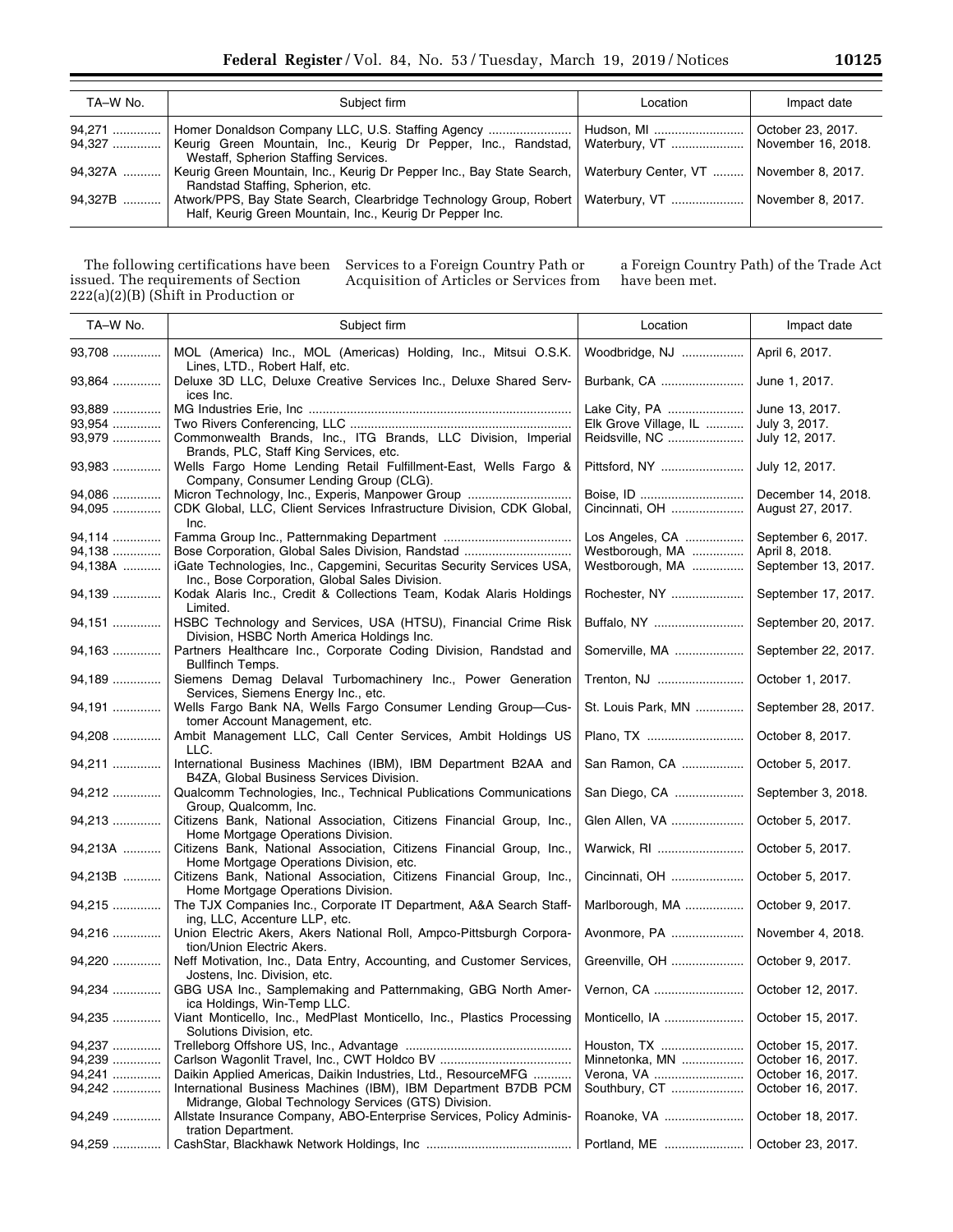| TA–W No. | Subject firm | Location | Impact date |
|---|---|---|---|
| 94,271 | Homer Donaldson Company LLC, U.S. Staffing Agency | Hudson, MI | October 23, 2017. |
| 94,327 | Keurig Green Mountain, Inc., Keurig Dr Pepper, Inc., Randstad, Westaff, Spherion Staffing Services. | Waterbury, VT | November 16, 2018. |
| 94,327A | Keurig Green Mountain, Inc., Keurig Dr Pepper Inc., Bay State Search, Randstad Staffing, Spherion, etc. | Waterbury Center, VT | November 8, 2017. |
| 94,327B | Atwork/PPS, Bay State Search, Clearbridge Technology Group, Robert Half, Keurig Green Mountain, Inc., Keurig Dr Pepper Inc. | Waterbury, VT | November 8, 2017. |

The following certifications have been issued. The requirements of Section 222(a)(2)(B) (Shift in Production or Services to a Foreign Country Path or Acquisition of Articles or Services from a Foreign Country Path) of the Trade Act have been met.

| TA–W No. | Subject firm | Location | Impact date |
|---|---|---|---|
| 93,708 | MOL (America) Inc., MOL (Americas) Holding, Inc., Mitsui O.S.K. Lines, LTD., Robert Half, etc. | Woodbridge, NJ | April 6, 2017. |
| 93,864 | Deluxe 3D LLC, Deluxe Creative Services Inc., Deluxe Shared Services Inc. | Burbank, CA | June 1, 2017. |
| 93,889 | MG Industries Erie, Inc | Lake City, PA | June 13, 2017. |
| 93,954 | Two Rivers Conferencing, LLC | Elk Grove Village, IL | July 3, 2017. |
| 93,979 | Commonwealth Brands, Inc., ITG Brands, LLC Division, Imperial Brands, PLC, Staff King Services, etc. | Reidsville, NC | July 12, 2017. |
| 93,983 | Wells Fargo Home Lending Retail Fulfillment-East, Wells Fargo & Company, Consumer Lending Group (CLG). | Pittsford, NY | July 12, 2017. |
| 94,086 | Micron Technology, Inc., Experis, Manpower Group | Boise, ID | December 14, 2018. |
| 94,095 | CDK Global, LLC, Client Services Infrastructure Division, CDK Global, Inc. | Cincinnati, OH | August 27, 2017. |
| 94,114 | Famma Group Inc., Patternmaking Department | Los Angeles, CA | September 6, 2017. |
| 94,138 | Bose Corporation, Global Sales Division, Randstad | Westborough, MA | April 8, 2018. |
| 94,138A | iGate Technologies, Inc., Capgemini, Securitas Security Services USA, Inc., Bose Corporation, Global Sales Division. | Westborough, MA | September 13, 2017. |
| 94,139 | Kodak Alaris Inc., Credit & Collections Team, Kodak Alaris Holdings Limited. | Rochester, NY | September 17, 2017. |
| 94,151 | HSBC Technology and Services, USA (HTSU), Financial Crime Risk Division, HSBC North America Holdings Inc. | Buffalo, NY | September 20, 2017. |
| 94,163 | Partners Healthcare Inc., Corporate Coding Division, Randstad and Bullfinch Temps. | Somerville, MA | September 22, 2017. |
| 94,189 | Siemens Demag Delaval Turbomachinery Inc., Power Generation Services, Siemens Energy Inc., etc. | Trenton, NJ | October 1, 2017. |
| 94,191 | Wells Fargo Bank NA, Wells Fargo Consumer Lending Group—Customer Account Management, etc. | St. Louis Park, MN | September 28, 2017. |
| 94,208 | Ambit Management LLC, Call Center Services, Ambit Holdings US LLC. | Plano, TX | October 8, 2017. |
| 94,211 | International Business Machines (IBM), IBM Department B2AA and B4ZA, Global Business Services Division. | San Ramon, CA | October 5, 2017. |
| 94,212 | Qualcomm Technologies, Inc., Technical Publications Communications Group, Qualcomm, Inc. | San Diego, CA | September 3, 2018. |
| 94,213 | Citizens Bank, National Association, Citizens Financial Group, Inc., Home Mortgage Operations Division. | Glen Allen, VA | October 5, 2017. |
| 94,213A | Citizens Bank, National Association, Citizens Financial Group, Inc., Home Mortgage Operations Division, etc. | Warwick, RI | October 5, 2017. |
| 94,213B | Citizens Bank, National Association, Citizens Financial Group, Inc., Home Mortgage Operations Division. | Cincinnati, OH | October 5, 2017. |
| 94,215 | The TJX Companies Inc., Corporate IT Department, A&A Search Staffing, LLC, Accenture LLP, etc. | Marlborough, MA | October 9, 2017. |
| 94,216 | Union Electric Akers, Akers National Roll, Ampco-Pittsburgh Corporation/Union Electric Akers. | Avonmore, PA | November 4, 2018. |
| 94,220 | Neff Motivation, Inc., Data Entry, Accounting, and Customer Services, Jostens, Inc. Division, etc. | Greenville, OH | October 9, 2017. |
| 94,234 | GBG USA Inc., Samplemaking and Patternmaking, GBG North America Holdings Inc., Win-Temp LLC. | Vernon, CA | October 12, 2017. |
| 94,235 | Viant Monticello, Inc., MedPlast Monticello, Inc., Plastics Processing Solutions Division, etc. | Monticello, IA | October 15, 2017. |
| 94,237 | Trelleborg Offshore US, Inc., Advantage | Houston, TX | October 15, 2017. |
| 94,239 | Carlson Wagonlit Travel, Inc., CWT Holdco BV | Minnetonka, MN | October 16, 2017. |
| 94,241 | Daikin Applied Americas, Daikin Industries, Ltd., ResourceMFG | Verona, VA | October 16, 2017. |
| 94,242 | International Business Machines (IBM), IBM Department B7DB PCM Midrange, Global Technology Services (GTS) Division. | Southbury, CT | October 16, 2017. |
| 94,249 | Allstate Insurance Company, ABO-Enterprise Services, Policy Administration Department. | Roanoke, VA | October 18, 2017. |
| 94,259 | CashStar, Blackhawk Network Holdings, Inc | Portland, ME | October 23, 2017. |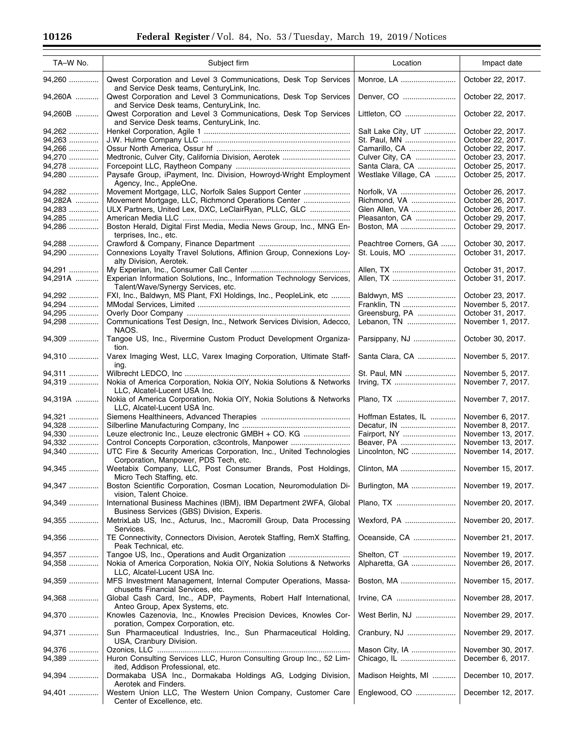| TA–W No. | Subject firm | Location | Impact date |
|---|---|---|---|
| 94,260 | Qwest Corporation and Level 3 Communications, Desk Top Services and Service Desk teams, CenturyLink, Inc. | Monroe, LA | October 22, 2017. |
| 94,260A | Qwest Corporation and Level 3 Communications, Desk Top Services and Service Desk teams, CenturyLink, Inc. | Denver, CO | October 22, 2017. |
| 94,260B | Qwest Corporation and Level 3 Communications, Desk Top Services and Service Desk teams, CenturyLink, Inc. | Littleton, CO | October 22, 2017. |
| 94,262 | Henkel Corporation, Agile 1 | Salt Lake City, UT | October 22, 2017. |
| 94,263 | J.W. Hulme Company LLC | St. Paul, MN | October 22, 2017. |
| 94,266 | Ossur North America, Ossur hf | Camarillo, CA | October 22, 2017. |
| 94,270 | Medtronic, Culver City, California Division, Aerotek | Culver City, CA | October 23, 2017. |
| 94,278 | Forcepoint LLC, Raytheon Company | Santa Clara, CA | October 25, 2017. |
| 94,280 | Paysafe Group, iPayment, Inc. Division, Howroyd-Wright Employment Agency, Inc., AppleOne. | Westlake Village, CA | October 25, 2017. |
| 94,282 | Movement Mortgage, LLC, Norfolk Sales Support Center | Norfolk, VA | October 26, 2017. |
| 94,282A | Movement Mortgage, LLC, Richmond Operations Center | Richmond, VA | October 26, 2017. |
| 94,283 | ULX Partners, United Lex, DXC, LeClairRyan, PLLC, GLC | Glen Allen, VA | October 26, 2017. |
| 94,285 | American Media LLC | Pleasanton, CA | October 29, 2017. |
| 94,286 | Boston Herald, Digital First Media, Media News Group, Inc., MNG Enterprises, Inc., etc. | Boston, MA | October 29, 2017. |
| 94,288 | Crawford & Company, Finance Department | Peachtree Corners, GA | October 30, 2017. |
| 94,290 | Connexions Loyalty Travel Solutions, Affinion Group, Connexions Loyalty Division, Aerotek. | St. Louis, MO | October 31, 2017. |
| 94,291 | My Experian, Inc., Consumer Call Center | Allen, TX | October 31, 2017. |
| 94,291A | Experian Information Solutions, Inc., Information Technology Services, Talent/Wave/Synergy Services, etc. | Allen, TX | October 31, 2017. |
| 94,292 | FXI, Inc., Baldwyn, MS Plant, FXI Holdings, Inc., PeopleLink, etc | Baldwyn, MS | October 23, 2017. |
| 94,294 | MModal Services, Limited | Franklin, TN | November 5, 2017. |
| 94,295 | Overly Door Company | Greensburg, PA | October 31, 2017. |
| 94,298 | Communications Test Design, Inc., Network Services Division, Adecco, NAOS. | Lebanon, TN | November 1, 2017. |
| 94,309 | Tangoe US, Inc., Rivermine Custom Product Development Organization. | Parsippany, NJ | October 30, 2017. |
| 94,310 | Varex Imaging West, LLC, Varex Imaging Corporation, Ultimate Staffing. | Santa Clara, CA | November 5, 2017. |
| 94,311 | Wilbrecht LEDCO, Inc | St. Paul, MN | November 5, 2017. |
| 94,319 | Nokia of America Corporation, Nokia OIY, Nokia Solutions & Networks LLC, Alcatel-Lucent USA Inc. | Irving, TX | November 7, 2017. |
| 94,319A | Nokia of America Corporation, Nokia OIY, Nokia Solutions & Networks LLC, Alcatel-Lucent USA Inc. | Plano, TX | November 7, 2017. |
| 94,321 | Siemens Healthineers, Advanced Therapies | Hoffman Estates, IL | November 6, 2017. |
| 94,328 | Silberline Manufacturing Company, Inc | Decatur, IN | November 8, 2017. |
| 94,330 | Leuze electronic Inc., Leuze electronic GMBH + CO. KG | Fairport, NY | November 13, 2017. |
| 94,332 | Control Concepts Corporation, c3controls, Manpower | Beaver, PA | November 13, 2017. |
| 94,340 | UTC Fire & Security Americas Corporation, Inc., United Technologies Corporation, Manpower, PDS Tech, etc. | Lincolnton, NC | November 14, 2017. |
| 94,345 | Weetabix Company, LLC, Post Consumer Brands, Post Holdings, Micro Tech Staffing, etc. | Clinton, MA | November 15, 2017. |
| 94,347 | Boston Scientific Corporation, Cosman Location, Neuromodulation Division, Talent Choice. | Burlington, MA | November 19, 2017. |
| 94,349 | International Business Machines (IBM), IBM Department 2WFA, Global Business Services (GBS) Division, Experis. | Plano, TX | November 20, 2017. |
| 94,355 | MetrixLab US, Inc., Acturus, Inc., Macromill Group, Data Processing Services. | Wexford, PA | November 20, 2017. |
| 94,356 | TE Connectivity, Connectors Division, Aerotek Staffing, RemX Staffing, Peak Technical, etc. | Oceanside, CA | November 21, 2017. |
| 94,357 | Tangoe US, Inc., Operations and Audit Organization | Shelton, CT | November 19, 2017. |
| 94,358 | Nokia of America Corporation, Nokia OIY, Nokia Solutions & Networks LLC, Alcatel-Lucent USA Inc. | Alpharetta, GA | November 26, 2017. |
| 94,359 | MFS Investment Management, Internal Computer Operations, Massachusetts Financial Services, etc. | Boston, MA | November 15, 2017. |
| 94,368 | Global Cash Card, Inc., ADP, Payments, Robert Half International, Anteo Group, Apex Systems, etc. | Irvine, CA | November 28, 2017. |
| 94,370 | Knowles Cazenovia, Inc., Knowles Precision Devices, Knowles Corporation, Compex Corporation, etc. | West Berlin, NJ | November 29, 2017. |
| 94,371 | Sun Pharmaceutical Industries, Inc., Sun Pharmaceutical Holding, USA, Cranbury Division. | Cranbury, NJ | November 29, 2017. |
| 94,376 | Ozonics, LLC | Mason City, IA | November 30, 2017. |
| 94,389 | Huron Consulting Services LLC, Huron Consulting Group Inc., 52 Limited, Addison Professional, etc. | Chicago, IL | December 6, 2017. |
| 94,394 | Dormakaba USA Inc., Dormakaba Holdings AG, Lodging Division, Aerotek and Finders. | Madison Heights, MI | December 10, 2017. |
| 94,401 | Western Union LLC, The Western Union Company, Customer Care Center of Excellence, etc. | Englewood, CO | December 12, 2017. |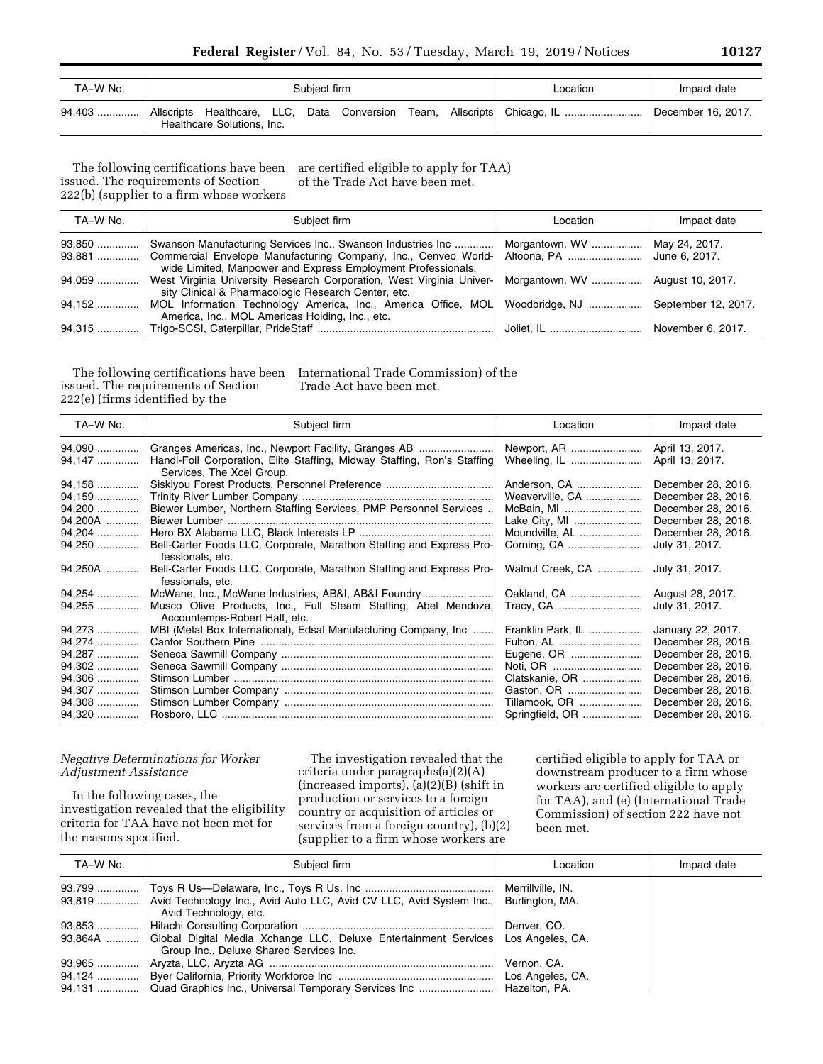| TA–W No. | Subject firm | Location | Impact date |
|---|---|---|---|
| 94,403 | Allscripts Healthcare, LLC, Data Conversion Team, Allscripts Healthcare Solutions, Inc. | Chicago, IL | December 16, 2017. |

The following certifications have been issued. The requirements of Section 222(b) (supplier to a firm whose workers are certified eligible to apply for TAA) of the Trade Act have been met.

| TA–W No. | Subject firm | Location | Impact date |
|---|---|---|---|
| 93,850 | Swanson Manufacturing Services Inc., Swanson Industries Inc | Morgantown, WV | May 24, 2017. |
| 93,881 | Commercial Envelope Manufacturing Company, Inc., Cenveo World-wide Limited, Manpower and Express Employment Professionals. | Altoona, PA | June 6, 2017. |
| 94,059 | West Virginia University Research Corporation, West Virginia University Clinical & Pharmacologic Research Center, etc. | Morgantown, WV | August 10, 2017. |
| 94,152 | MOL Information Technology America, Inc., America Office, MOL America, Inc., MOL Americas Holding, Inc., etc. | Woodbridge, NJ | September 12, 2017. |
| 94,315 | Trigo-SCSI, Caterpillar, PrideStaff | Joliet, IL | November 6, 2017. |

The following certifications have been issued. The requirements of Section 222(e) (firms identified by the International Trade Commission) of the Trade Act have been met.

| TA–W No. | Subject firm | Location | Impact date |
|---|---|---|---|
| 94,090 | Granges Americas, Inc., Newport Facility, Granges AB | Newport, AR | April 13, 2017. |
| 94,147 | Handi-Foil Corporation, Elite Staffing, Midway Staffing, Ron's Staffing Services, The Xcel Group. | Wheeling, IL | April 13, 2017. |
| 94,158 | Siskiyou Forest Products, Personnel Preference | Anderson, CA | December 28, 2016. |
| 94,159 | Trinity River Lumber Company | Weaverville, CA | December 28, 2016. |
| 94,200 | Biewer Lumber, Northern Staffing Services, PMP Personnel Services | McBain, MI | December 28, 2016. |
| 94,200A | Biewer Lumber | Lake City, MI | December 28, 2016. |
| 94,204 | Hero BX Alabama LLC, Black Interests LP | Moundville, AL | December 28, 2016. |
| 94,250 | Bell-Carter Foods LLC, Corporate, Marathon Staffing and Express Professionals, etc. | Corning, CA | July 31, 2017. |
| 94,250A | Bell-Carter Foods LLC, Corporate, Marathon Staffing and Express Professionals, etc. | Walnut Creek, CA | July 31, 2017. |
| 94,254 | McWane, Inc., McWane Industries, AB&I, AB&I Foundry | Oakland, CA | August 28, 2017. |
| 94,255 | Musco Olive Products, Inc., Full Steam Staffing, Abel Mendoza, Accountemps-Robert Half, etc. | Tracy, CA | July 31, 2017. |
| 94,273 | MBI (Metal Box International), Edsal Manufacturing Company, Inc | Franklin Park, IL | January 22, 2017. |
| 94,274 | Canfor Southern Pine | Fulton, AL | December 28, 2016. |
| 94,287 | Seneca Sawmill Company | Eugene, OR | December 28, 2016. |
| 94,302 | Seneca Sawmill Company | Noti, OR | December 28, 2016. |
| 94,306 | Stimson Lumber | Clatskanie, OR | December 28, 2016. |
| 94,307 | Stimson Lumber Company | Gaston, OR | December 28, 2016. |
| 94,308 | Stimson Lumber Company | Tillamook, OR | December 28, 2016. |
| 94,320 | Rosboro, LLC | Springfield, OR | December 28, 2016. |

*Negative Determinations for Worker Adjustment Assistance*

In the following cases, the investigation revealed that the eligibility criteria for TAA have not been met for the reasons specified.

The investigation revealed that the criteria under paragraphs(a)(2)(A) (increased imports), (a)(2)(B) (shift in production or services to a foreign country or acquisition of articles or services from a foreign country), (b)(2) (supplier to a firm whose workers are certified eligible to apply for TAA or downstream producer to a firm whose workers are certified eligible to apply for TAA), and (e) (International Trade Commission) of section 222 have not been met.

| TA–W No. | Subject firm | Location | Impact date |
|---|---|---|---|
| 93,799 | Toys R Us—Delaware, Inc., Toys R Us, Inc | Merrillville, IN. | |
| 93,819 | Avid Technology Inc., Avid Auto LLC, Avid CV LLC, Avid System Inc., Avid Technology, etc. | Burlington, MA. | |
| 93,853 | Hitachi Consulting Corporation | Denver, CO. | |
| 93,864A | Global Digital Media Xchange LLC, Deluxe Entertainment Services Group Inc., Deluxe Shared Services Inc. | Los Angeles, CA. | |
| 93,965 | Aryzta, LLC, Aryzta AG | Vernon, CA. | |
| 94,124 | Byer California, Priority Workforce Inc | Los Angeles, CA. | |
| 94,131 | Quad Graphics Inc., Universal Temporary Services Inc | Hazelton, PA. | |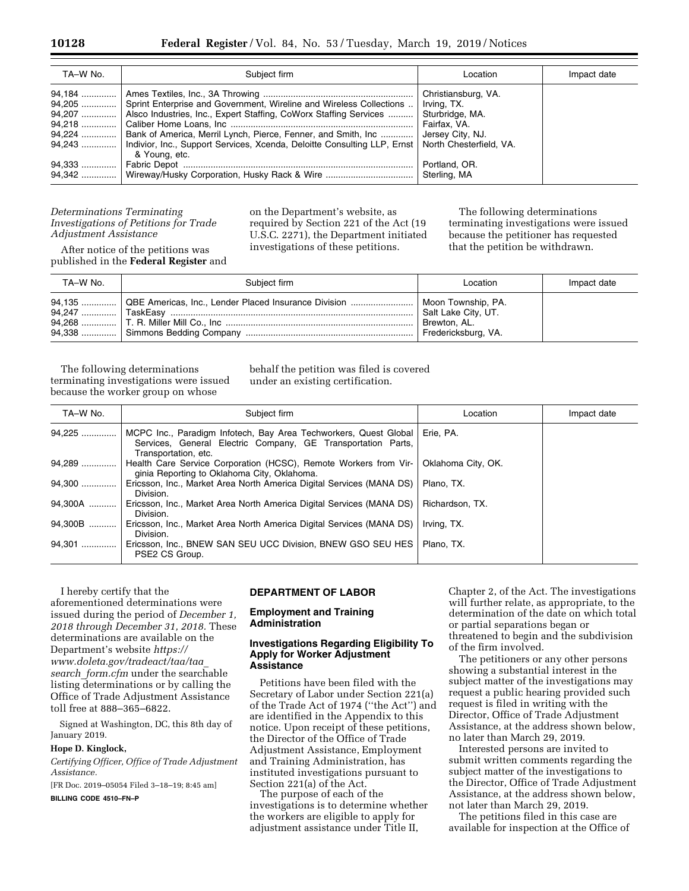| TA–W No. | Subject firm | Location | Impact date |
| --- | --- | --- | --- |
| 94,184 | Ames Textiles, Inc., 3A Throwing | Christiansburg, VA. | |
| 94,205 | Sprint Enterprise and Government, Wireline and Wireless Collections | Irving, TX. | |
| 94,207 | Alsco Industries, Inc., Expert Staffing, CoWorx Staffing Services | Sturbridge, MA. | |
| 94,218 | Caliber Home Loans, Inc | Fairfax, VA. | |
| 94,224 | Bank of America, Merril Lynch, Pierce, Fenner, and Smith, Inc | Jersey City, NJ. | |
| 94,243 | Indivior, Inc., Support Services, Xcenda, Deloitte Consulting LLP, Ernst & Young, etc. | North Chesterfield, VA. | |
| 94,333 | Fabric Depot | Portland, OR. | |
| 94,342 | Wireway/Husky Corporation, Husky Rack & Wire | Sterling, MA | |

*Determinations Terminating Investigations of Petitions for Trade Adjustment Assistance*

After notice of the petitions was published in the **Federal Register** and on the Department's website, as required by Section 221 of the Act (19 U.S.C. 2271), the Department initiated investigations of these petitions.

The following determinations terminating investigations were issued because the petitioner has requested that the petition be withdrawn.

| TA–W No. | Subject firm | Location | Impact date |
| --- | --- | --- | --- |
| 94,135 | QBE Americas, Inc., Lender Placed Insurance Division | Moon Township, PA. | |
| 94,247 | TaskEasy | Salt Lake City, UT. | |
| 94,268 | T. R. Miller Mill Co., Inc | Brewton, AL. | |
| 94,338 | Simmons Bedding Company | Fredericksburg, VA. | |

The following determinations terminating investigations were issued because the worker group on whose behalf the petition was filed is covered under an existing certification.

| TA–W No. | Subject firm | Location | Impact date |
| --- | --- | --- | --- |
| 94,225 | MCPC Inc., Paradigm Infotech, Bay Area Techworkers, Quest Global Services, General Electric Company, GE Transportation Parts, Transportation, etc. | Erie, PA. | |
| 94,289 | Health Care Service Corporation (HCSC), Remote Workers from Virginia Reporting to Oklahoma City, Oklahoma. | Oklahoma City, OK. | |
| 94,300 | Ericsson, Inc., Market Area North America Digital Services (MANA DS) Division. | Plano, TX. | |
| 94,300A | Ericsson, Inc., Market Area North America Digital Services (MANA DS) Division. | Richardson, TX. | |
| 94,300B | Ericsson, Inc., Market Area North America Digital Services (MANA DS) Division. | Irving, TX. | |
| 94,301 | Ericsson, Inc., BNEW SAN SEU UCC Division, BNEW GSO SEU HES PSE2 CS Group. | Plano, TX. | |

I hereby certify that the aforementioned determinations were issued during the period of *December 1, 2018 through December 31, 2018*. These determinations are available on the Department's website *https://www.doleta.gov/tradeact/taa/taa_search_form.cfm* under the searchable listing determinations or by calling the Office of Trade Adjustment Assistance toll free at 888–365–6822.

Signed at Washington, DC, this 8th day of January 2019.

**Hope D. Kinglock,**

*Certifying Officer, Office of Trade Adjustment Assistance.*

[FR Doc. 2019–05054 Filed 3–18–19; 8:45 am]

**BILLING CODE 4510–FN–P**

## DEPARTMENT OF LABOR

### Employment and Training Administration

### Investigations Regarding Eligibility To Apply for Worker Adjustment Assistance

Petitions have been filed with the Secretary of Labor under Section 221(a) of the Trade Act of 1974 (''the Act'') and are identified in the Appendix to this notice. Upon receipt of these petitions, the Director of the Office of Trade Adjustment Assistance, Employment and Training Administration, has instituted investigations pursuant to Section 221(a) of the Act.

The purpose of each of the investigations is to determine whether the workers are eligible to apply for adjustment assistance under Title II, Chapter 2, of the Act. The investigations will further relate, as appropriate, to the determination of the date on which total or partial separations began or threatened to begin and the subdivision of the firm involved.

The petitioners or any other persons showing a substantial interest in the subject matter of the investigations may request a public hearing provided such request is filed in writing with the Director, Office of Trade Adjustment Assistance, at the address shown below, no later than March 29, 2019.

Interested persons are invited to submit written comments regarding the subject matter of the investigations to the Director, Office of Trade Adjustment Assistance, at the address shown below, not later than March 29, 2019.

The petitions filed in this case are available for inspection at the Office of